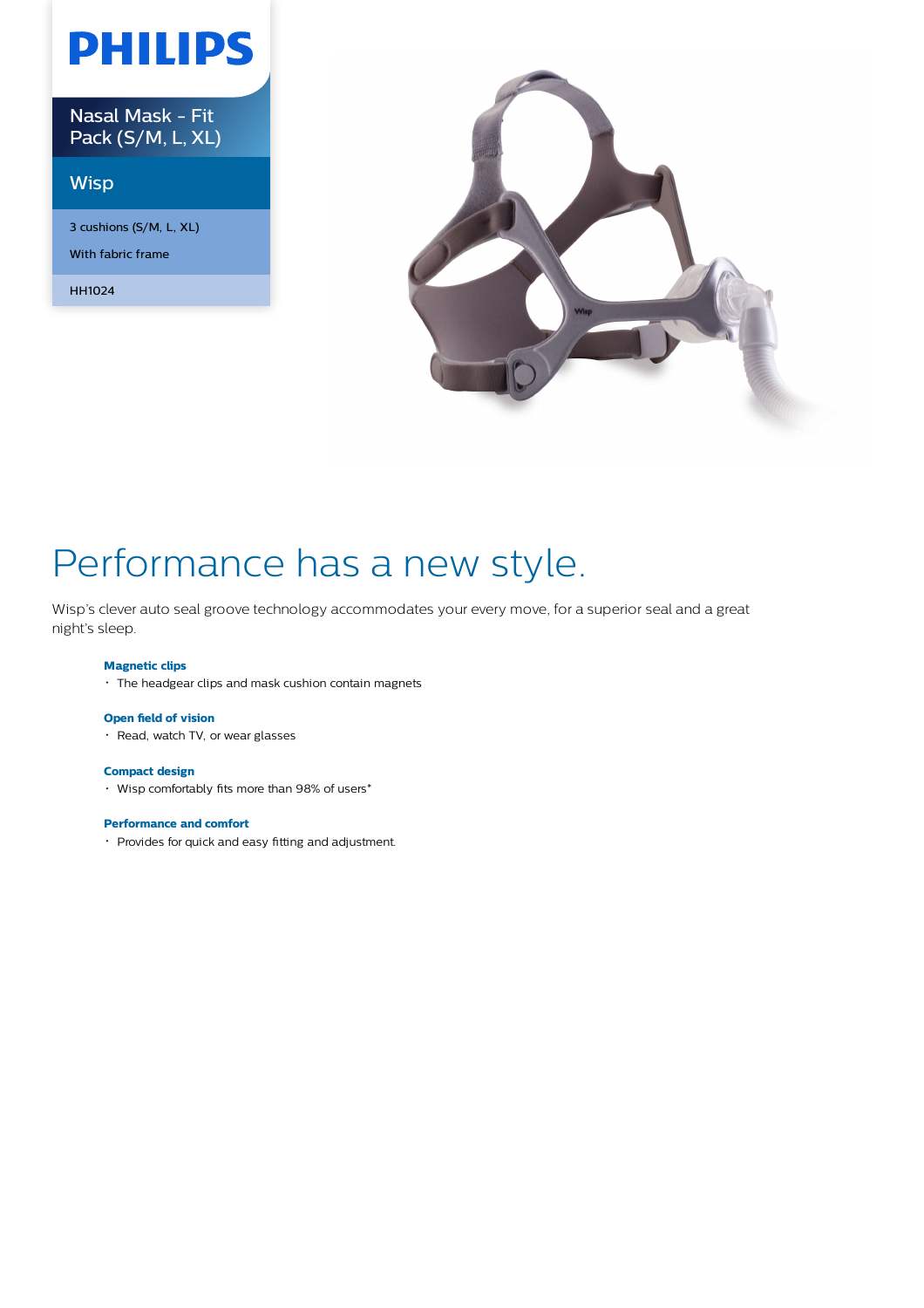# PHILIPS

Nasal Mask - Fit Pack (S/M, L, XL)

## Wisp

3 cushions (S/M, L, XL)

With fabric frame

HH1024

# Performance has a new style.

Wisp's clever auto seal groove technology accommodates your every move, for a superior seal and a great night's sleep.

### Magnetic clips

- The headgear clips and mask cushion contain magnets

### Open field of vision

- Read, watch TV, or wear glasses

### Compact design

- Wisp comfortably fits more than 98% of users*

### Performance and comfort

- Provides for quick and easy fitting and adjustment.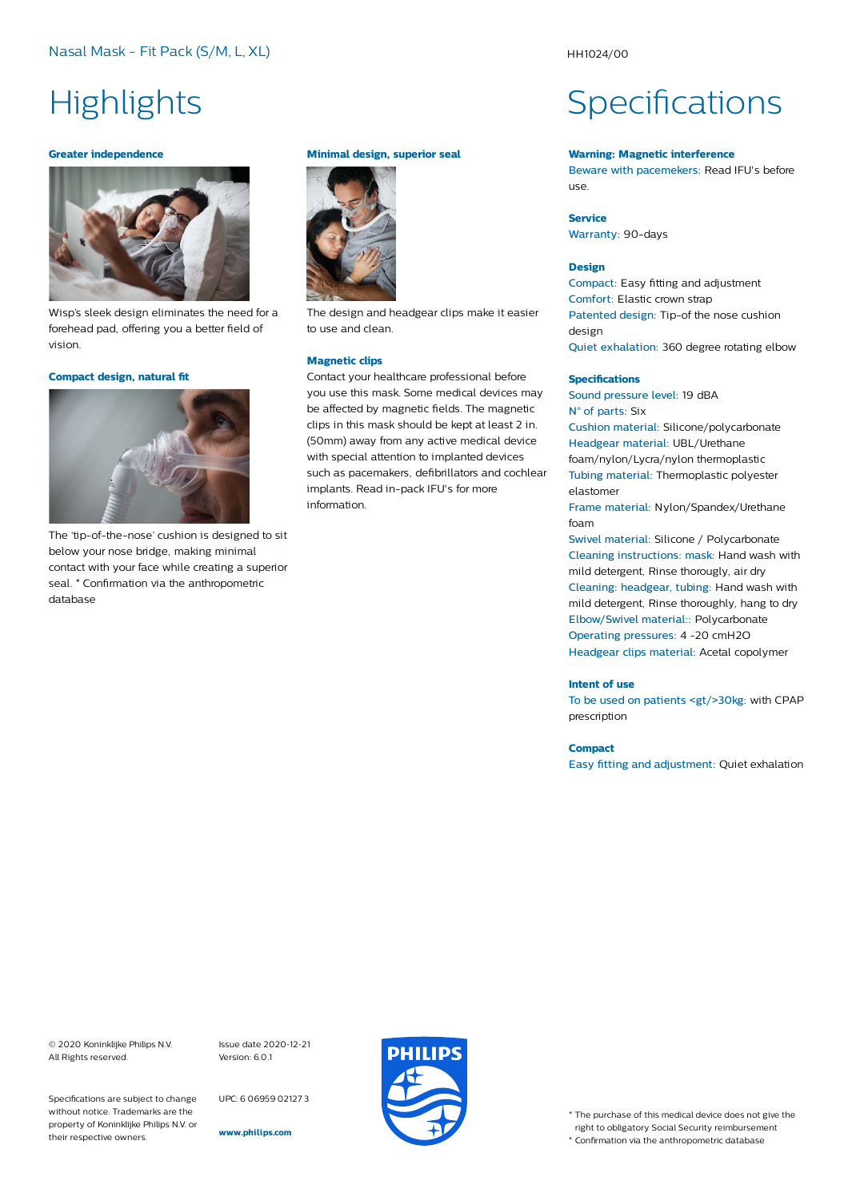# Highlights

### Greater independence

Wisp's sleek design eliminates the need for a forehead pad, offering you a better field of vision.

### Compact design, natural fit

The 'tip-of-the-nose' cushion is designed to sit below your nose bridge, making minimal contact with your face while creating a superior seal. * Confirmation via the anthropometric database

### Minimal design, superior seal

The design and headgear clips make it easier to use and clean.

### Magnetic clips

Contact your healthcare professional before you use this mask. Some medical devices may be affected by magnetic fields. The magnetic clips in this mask should be kept at least 2 in. (50mm) away from any active medical device with special attention to implanted devices such as pacemakers, defibrillators and cochlear implants. Read in-pack IFU's for more information.

# Specifications

### Warning: Magnetic interference

- Beware with pacemakers: Read IFU's before use.

### Service

- Warranty: 90-days

### Design

- Compact: Easy fitting and adjustment
- Comfort: Elastic crown strap
- Patented design: Tip-of the nose cushion design
- Quiet exhalation: 360 degree rotating elbow

### Specifications

- Sound pressure level: 19 dBA
- N° of parts: Six
- Cushion material: Silicone/polycarbonate
- Headgear material: UBL/Urethane foam/nylon/Lycra/nylon thermoplastic
- Tubing material: Thermoplastic polyester elastomer
- Frame material: Nylon/Spandex/Urethane foam
- Swivel material: Silicone / Polycarbonate
- Cleaning instructions: mask: Hand wash with mild detergent, Rinse thorougly, air dry
- Cleaning: headgear, tubing: Hand wash with mild detergent, Rinse thoroughly, hang to dry
- Elbow/Swivel material:: Polycarbonate
- Operating pressures: 4 -20 cmH2O
- Headgear clips material: Acetal copolymer

### Intent of use

- To be used on patients <gt/>30kg: with CPAP prescription

### Compact

- Easy fitting and adjustment: Quiet exhalation

© 2020 Koninklijke Philips N.V.
All Rights reserved.

Specifications are subject to change without notice. Trademarks are the property of Koninklijke Philips N.V. or their respective owners.

Issue date 2020-12-21
Version: 6.0.1

UPC: 6 06959 02127 3

www.philips.com

* The purchase of this medical device does not give the right to obligatory Social Security reimbursement
* Confirmation via the anthropometric database